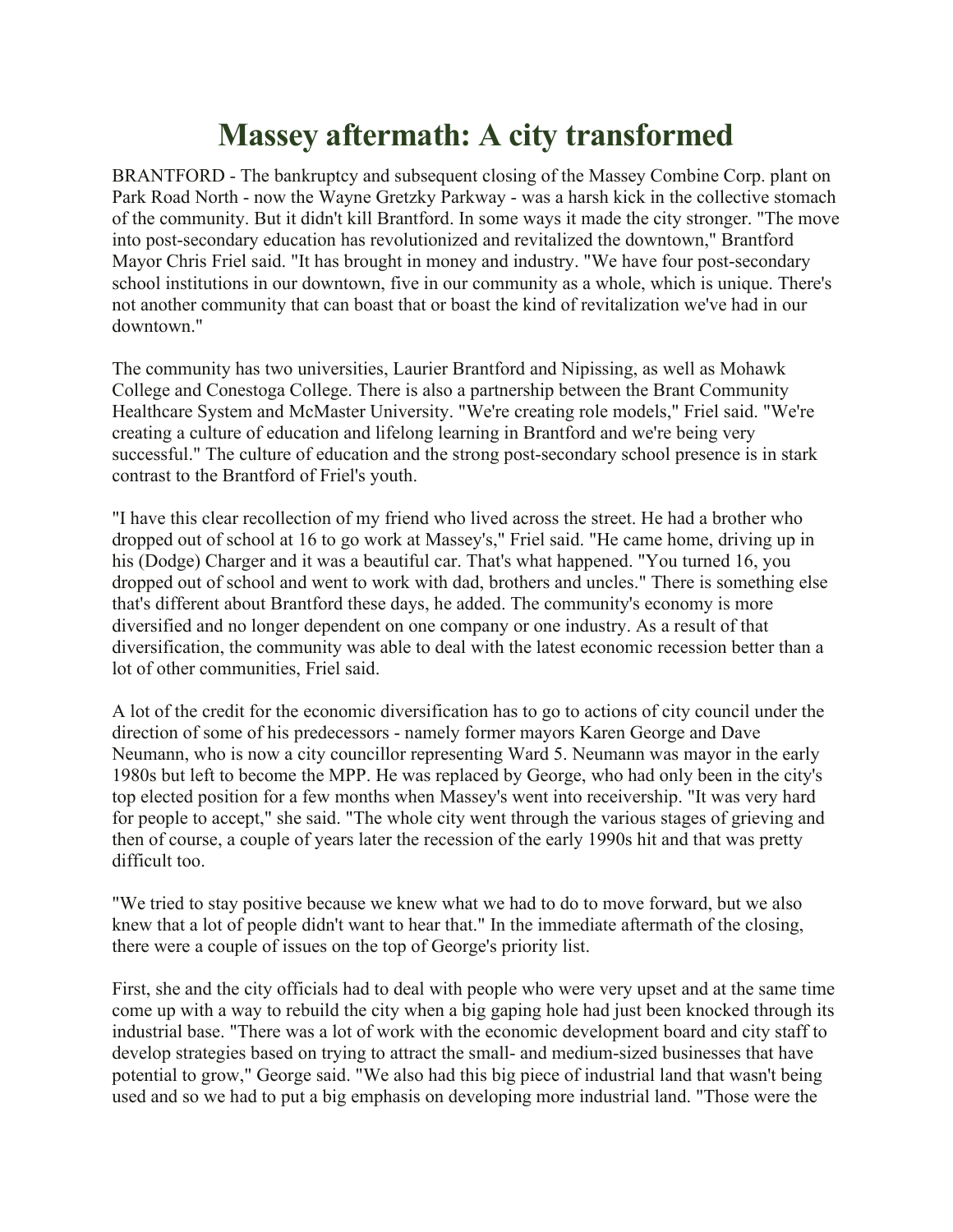# Massey aftermath: A city transformed

BRANTFORD - The bankruptcy and subsequent closing of the Massey Combine Corp. plant on Park Road North - now the Wayne Gretzky Parkway - was a harsh kick in the collective stomach of the community. But it didn't kill Brantford. In some ways it made the city stronger. "The move into post-secondary education has revolutionized and revitalized the downtown," Brantford Mayor Chris Friel said. "It has brought in money and industry. "We have four post-secondary school institutions in our downtown, five in our community as a whole, which is unique. There's not another community that can boast that or boast the kind of revitalization we've had in our downtown."

The community has two universities, Laurier Brantford and Nipissing, as well as Mohawk College and Conestoga College. There is also a partnership between the Brant Community Healthcare System and McMaster University. "We're creating role models," Friel said. "We're creating a culture of education and lifelong learning in Brantford and we're being very successful." The culture of education and the strong post-secondary school presence is in stark contrast to the Brantford of Friel's youth.

"I have this clear recollection of my friend who lived across the street. He had a brother who dropped out of school at 16 to go work at Massey's," Friel said. "He came home, driving up in his (Dodge) Charger and it was a beautiful car. That's what happened. "You turned 16, you dropped out of school and went to work with dad, brothers and uncles." There is something else that's different about Brantford these days, he added. The community's economy is more diversified and no longer dependent on one company or one industry. As a result of that diversification, the community was able to deal with the latest economic recession better than a lot of other communities, Friel said.

A lot of the credit for the economic diversification has to go to actions of city council under the direction of some of his predecessors - namely former mayors Karen George and Dave Neumann, who is now a city councillor representing Ward 5. Neumann was mayor in the early 1980s but left to become the MPP. He was replaced by George, who had only been in the city's top elected position for a few months when Massey's went into receivership. "It was very hard for people to accept," she said. "The whole city went through the various stages of grieving and then of course, a couple of years later the recession of the early 1990s hit and that was pretty difficult too.

"We tried to stay positive because we knew what we had to do to move forward, but we also knew that a lot of people didn't want to hear that." In the immediate aftermath of the closing, there were a couple of issues on the top of George's priority list.

First, she and the city officials had to deal with people who were very upset and at the same time come up with a way to rebuild the city when a big gaping hole had just been knocked through its industrial base. "There was a lot of work with the economic development board and city staff to develop strategies based on trying to attract the small- and medium-sized businesses that have potential to grow," George said. "We also had this big piece of industrial land that wasn't being used and so we had to put a big emphasis on developing more industrial land. "Those were the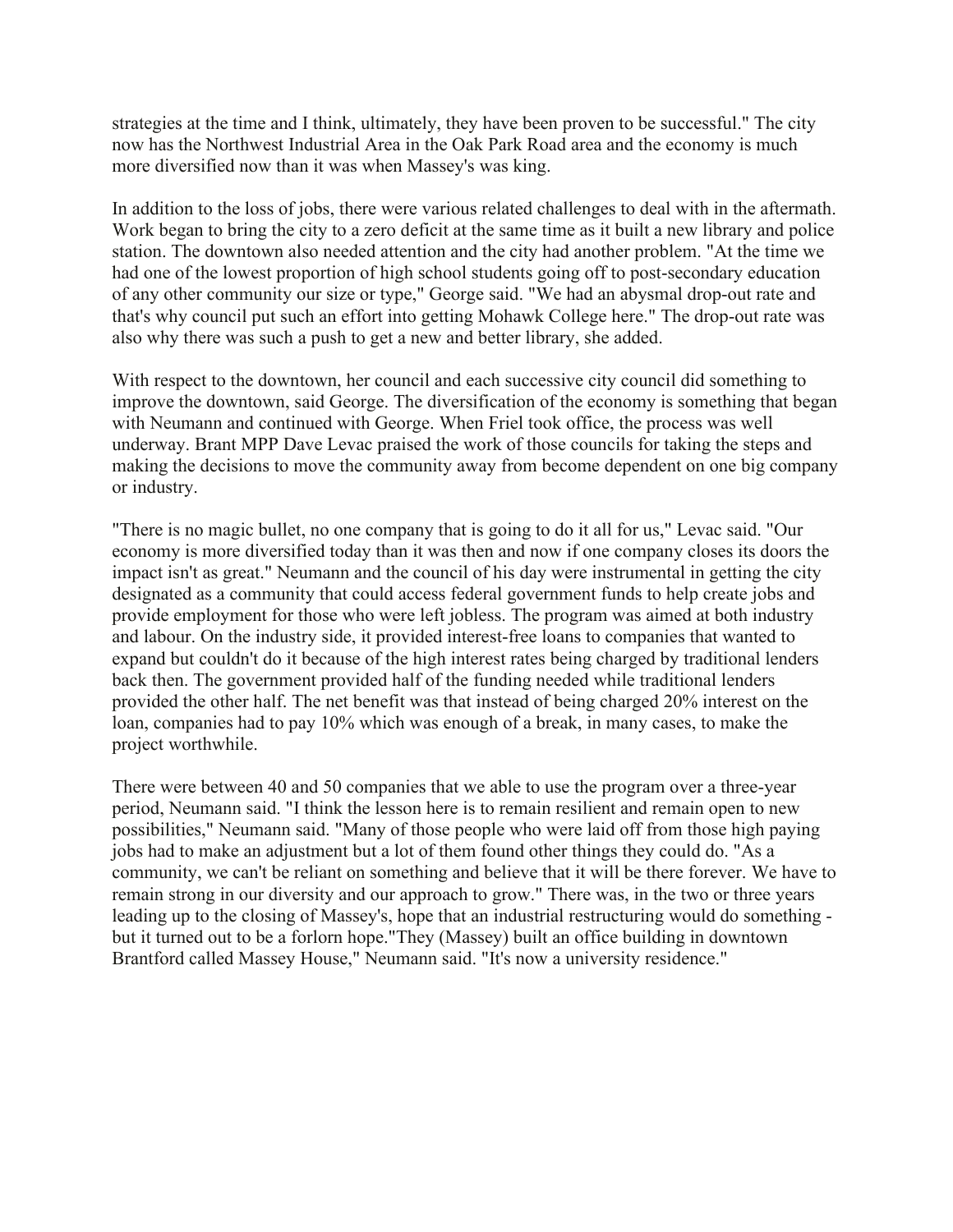strategies at the time and I think, ultimately, they have been proven to be successful." The city now has the Northwest Industrial Area in the Oak Park Road area and the economy is much more diversified now than it was when Massey's was king.

In addition to the loss of jobs, there were various related challenges to deal with in the aftermath. Work began to bring the city to a zero deficit at the same time as it built a new library and police station. The downtown also needed attention and the city had another problem. "At the time we had one of the lowest proportion of high school students going off to post-secondary education of any other community our size or type," George said. "We had an abysmal drop-out rate and that's why council put such an effort into getting Mohawk College here." The drop-out rate was also why there was such a push to get a new and better library, she added.

With respect to the downtown, her council and each successive city council did something to improve the downtown, said George. The diversification of the economy is something that began with Neumann and continued with George. When Friel took office, the process was well underway. Brant MPP Dave Levac praised the work of those councils for taking the steps and making the decisions to move the community away from become dependent on one big company or industry.

"There is no magic bullet, no one company that is going to do it all for us," Levac said. "Our economy is more diversified today than it was then and now if one company closes its doors the impact isn't as great." Neumann and the council of his day were instrumental in getting the city designated as a community that could access federal government funds to help create jobs and provide employment for those who were left jobless. The program was aimed at both industry and labour. On the industry side, it provided interest-free loans to companies that wanted to expand but couldn't do it because of the high interest rates being charged by traditional lenders back then. The government provided half of the funding needed while traditional lenders provided the other half. The net benefit was that instead of being charged 20% interest on the loan, companies had to pay 10% which was enough of a break, in many cases, to make the project worthwhile.

There were between 40 and 50 companies that we able to use the program over a three-year period, Neumann said. "I think the lesson here is to remain resilient and remain open to new possibilities," Neumann said. "Many of those people who were laid off from those high paying jobs had to make an adjustment but a lot of them found other things they could do. "As a community, we can't be reliant on something and believe that it will be there forever. We have to remain strong in our diversity and our approach to grow." There was, in the two or three years leading up to the closing of Massey's, hope that an industrial restructuring would do something - but it turned out to be a forlorn hope."They (Massey) built an office building in downtown Brantford called Massey House," Neumann said. "It's now a university residence."